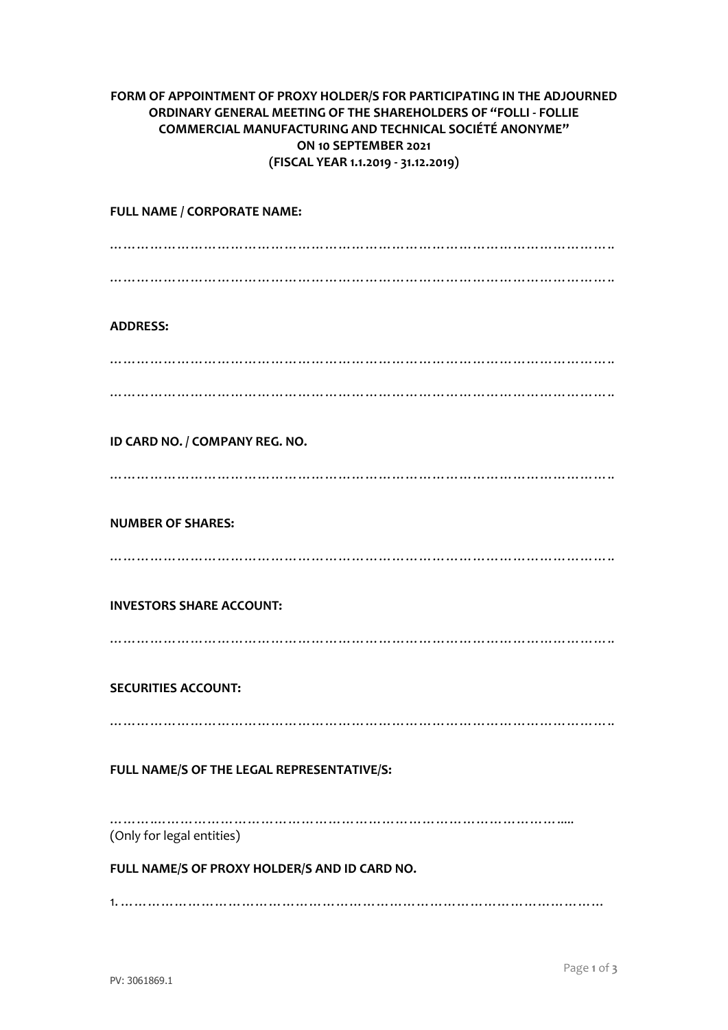**FORM OF APPOINTMENT OF PROXY HOLDER/S FOR PARTICIPATING IN THE ADJOURNED ORDINARY GENERAL MEETING OF THE SHAREHOLDERS OF "FOLLI - FOLLIE COMMERCIAL MANUFACTURING AND TECHNICAL SOCIÉTÉ ANONYME" ON 10 SEPTEMBER 2021 (FISCAL YEAR 1.1.2019 - 31.12.2019)**

**FULL NAME / CORPORATE NAME:**

………………………………………………………………………………………………….

………………………………………………………………………………………………….

**ADDRESS:**

………………………………………………………………………………………………….

………………………………………………………………………………………………….

**ID CARD NO. / COMPANY REG. NO.**

………………………………………………………………………………………………….

**NUMBER OF SHARES:**

………………………………………………………………………………………………….

**INVESTORS SHARE ACCOUNT:**

………………………………………………………………………………………………….

**SECURITIES ACCOUNT:**

………………………………………………………………………………………………….

**FULL NAME/S OF THE LEGAL REPRESENTATIVE/S:**

……………………………………………………………………………………………....
(Only for legal entities)

**FULL NAME/S OF PROXY HOLDER/S AND ID CARD NO.**

1. ……………………………………………………………………………………………

PV: 3061869.1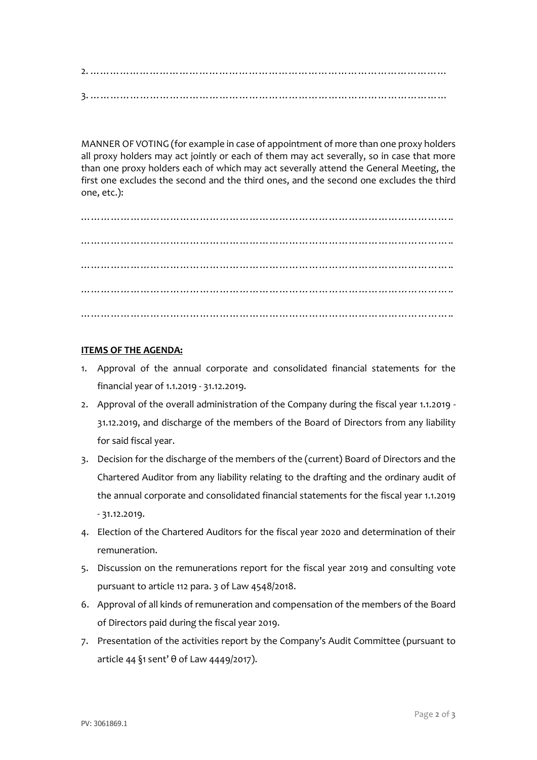2. ………………………………………………………………………………………………

3. ………………………………………………………………………………………………

MANNER OF VOTING (for example in case of appointment of more than one proxy holders all proxy holders may act jointly or each of them may act severally, so in case that more than one proxy holders each of which may act severally attend the General Meeting, the first one excludes the second and the third ones, and the second one excludes the third one, etc.):

……………………………………………………………………………………………….

……………………………………………………………………………………………….

……………………………………………………………………………………………….

……………………………………………………………………………………………….

……………………………………………………………………………………………….

**ITEMS OF THE AGENDA:**

1. Approval of the annual corporate and consolidated financial statements for the financial year of 1.1.2019 - 31.12.2019.
2. Approval of the overall administration of the Company during the fiscal year 1.1.2019 - 31.12.2019, and discharge of the members of the Board of Directors from any liability for said fiscal year.
3. Decision for the discharge of the members of the (current) Board of Directors and the Chartered Auditor from any liability relating to the drafting and the ordinary audit of the annual corporate and consolidated financial statements for the fiscal year 1.1.2019 - 31.12.2019.
4. Election of the Chartered Auditors for the fiscal year 2020 and determination of their remuneration.
5. Discussion on the remunerations report for the fiscal year 2019 and consulting vote pursuant to article 112 para. 3 of Law 4548/2018.
6. Approval of all kinds of remuneration and compensation of the members of the Board of Directors paid during the fiscal year 2019.
7. Presentation of the activities report by the Company's Audit Committee (pursuant to article 44 §1 sent' θ of Law 4449/2017).

PV: 3061869.1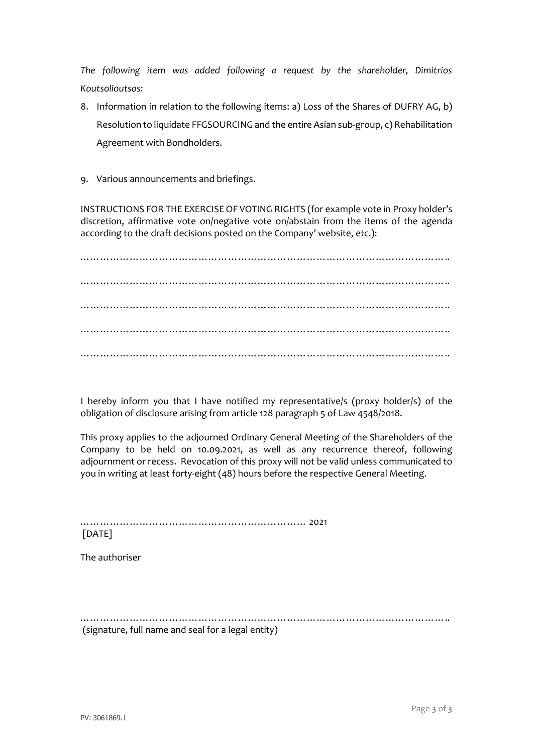*The following item was added following a request by the shareholder, Dimitrios Koutsolioutsos:*

8. Information in relation to the following items: a) Loss of the Shares of DUFRY AG, b) Resolution to liquidate FFGSOURCING and the entire Asian sub-group, c) Rehabilitation Agreement with Bondholders.

9. Various announcements and briefings.

INSTRUCTIONS FOR THE EXERCISE OF VOTING RIGHTS (for example vote in Proxy holder's discretion, affirmative vote on/negative vote on/abstain from the items of the agenda according to the draft decisions posted on the Company' website, etc.):

……………………………………………………………………………………………………

……………………………………………………………………………………………………

……………………………………………………………………………………………………

……………………………………………………………………………………………………

……………………………………………………………………………………………………

I hereby inform you that I have notified my representative/s (proxy holder/s) of the obligation of disclosure arising from article 128 paragraph 5 of Law 4548/2018.

This proxy applies to the adjourned Ordinary General Meeting of the Shareholders of the Company to be held on 10.09.2021, as well as any recurrence thereof, following adjournment or recess. Revocation of this proxy will not be valid unless communicated to you in writing at least forty-eight (48) hours before the respective General Meeting.

………………………………………………………………… 2021
[DATE]

The authoriser

……………………………………………………………………………………………………
(signature, full name and seal for a legal entity)

PV: 3061869.1